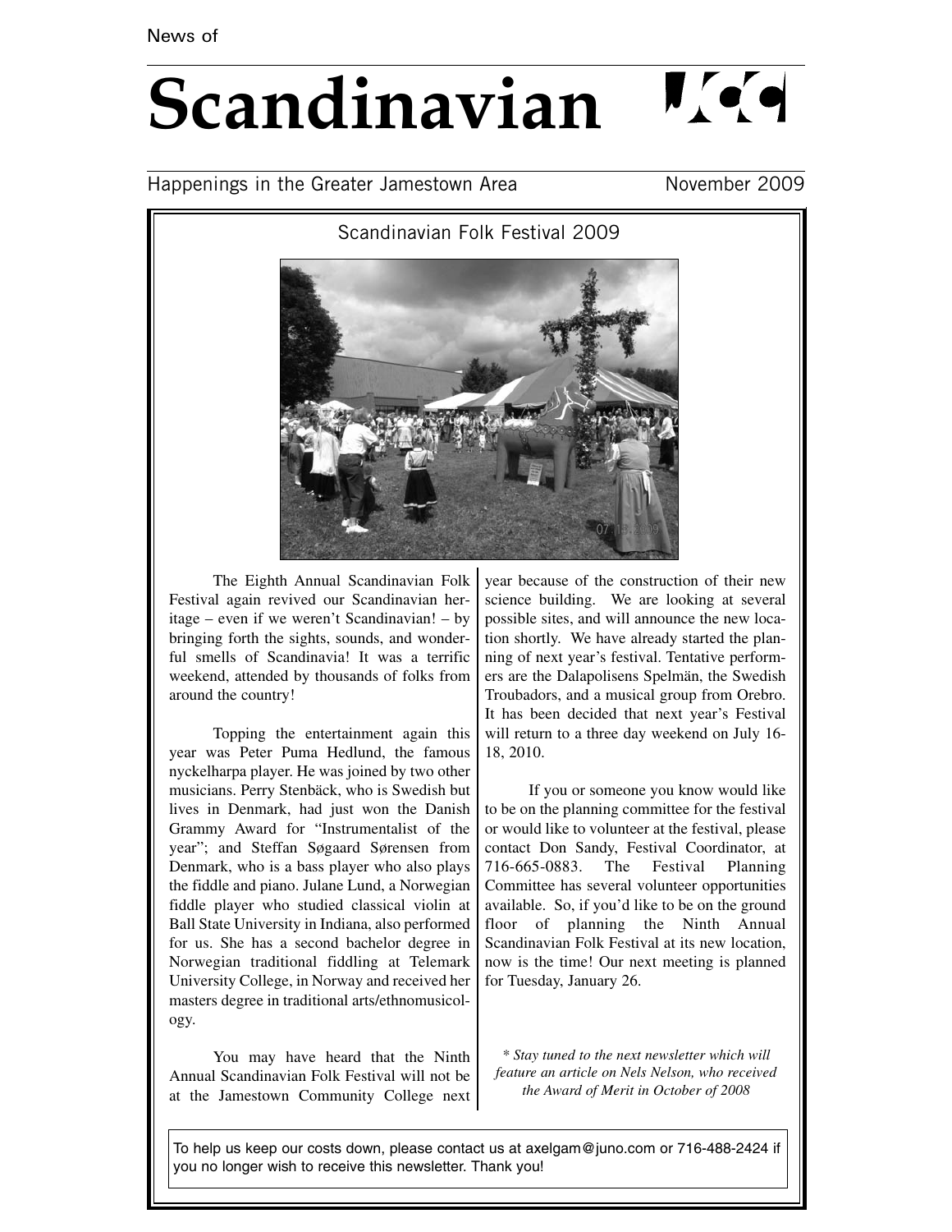News of

# Scandinavian

Happenings in the Greater Jamestown Area

November 2009

## Scandinavian Folk Festival 2009

The Eighth Annual Scandinavian Folk Festival again revived our Scandinavian heritage – even if we weren't Scandinavian! – by bringing forth the sights, sounds, and wonderful smells of Scandinavia! It was a terrific weekend, attended by thousands of folks from around the country!

Topping the entertainment again this year was Peter Puma Hedlund, the famous nyckelharpa player. He was joined by two other musicians. Perry Stenbäck, who is Swedish but lives in Denmark, had just won the Danish Grammy Award for "Instrumentalist of the year"; and Steffan Søgaard Sørensen from Denmark, who is a bass player who also plays the fiddle and piano. Julane Lund, a Norwegian fiddle player who studied classical violin at Ball State University in Indiana, also performed for us. She has a second bachelor degree in Norwegian traditional fiddling at Telemark University College, in Norway and received her masters degree in traditional arts/ethnomusicology.

You may have heard that the Ninth Annual Scandinavian Folk Festival will not be at the Jamestown Community College next year because of the construction of their new science building. We are looking at several possible sites, and will announce the new location shortly. We have already started the planning of next year's festival. Tentative performers are the Dalapolisens Spelmän, the Swedish Troubadors, and a musical group from Orebro. It has been decided that next year's Festival will return to a three day weekend on July 16-18, 2010.

If you or someone you know would like to be on the planning committee for the festival or would like to volunteer at the festival, please contact Don Sandy, Festival Coordinator, at 716-665-0883. The Festival Planning Committee has several volunteer opportunities available. So, if you'd like to be on the ground floor of planning the Ninth Annual Scandinavian Folk Festival at its new location, now is the time! Our next meeting is planned for Tuesday, January 26.

*\* Stay tuned to the next newsletter which will feature an article on Nels Nelson, who received the Award of Merit in October of 2008*

To help us keep our costs down, please contact us at axelgam@juno.com or 716-488-2424 if you no longer wish to receive this newsletter. Thank you!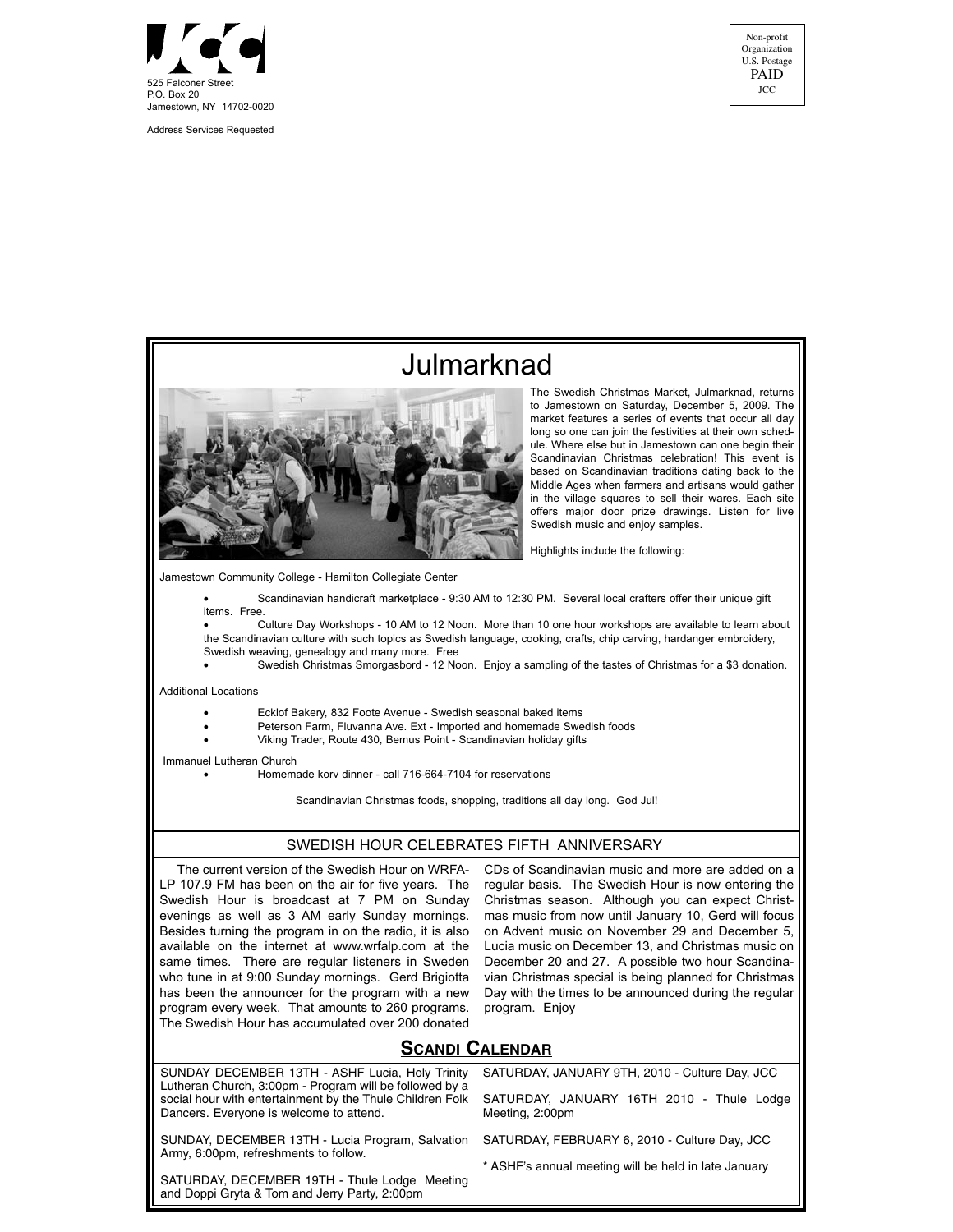JCC
525 Falconer Street
P.O. Box 20
Jamestown, NY 14702-0020

Address Services Requested

Non-profit Organization
U.S. Postage
PAID
JCC

# Julmarknad

The Swedish Christmas Market, Julmarknad, returns to Jamestown on Saturday, December 5, 2009. The market features a series of events that occur all day long so one can join the festivities at their own schedule. Where else but in Jamestown can one begin their Scandinavian Christmas celebration! This event is based on Scandinavian traditions dating back to the Middle Ages when farmers and artisans would gather in the village squares to sell their wares. Each site offers major door prize drawings. Listen for live Swedish music and enjoy samples.

Highlights include the following:

Jamestown Community College - Hamilton Collegiate Center

- Scandinavian handicraft marketplace - 9:30 AM to 12:30 PM. Several local crafters offer their unique gift items. Free.
- Culture Day Workshops - 10 AM to 12 Noon. More than 10 one hour workshops are available to learn about the Scandinavian culture with such topics as Swedish language, cooking, crafts, chip carving, hardanger embroidery, Swedish weaving, genealogy and many more. Free
- Swedish Christmas Smorgasbord - 12 Noon. Enjoy a sampling of the tastes of Christmas for a $3 donation.

Additional Locations

- Ecklof Bakery, 832 Foote Avenue - Swedish seasonal baked items
- Peterson Farm, Fluvanna Ave. Ext - Imported and homemade Swedish foods
- Viking Trader, Route 430, Bemus Point - Scandinavian holiday gifts

Immanuel Lutheran Church

- Homemade korv dinner - call 716-664-7104 for reservations

Scandinavian Christmas foods, shopping, traditions all day long. God Jul!

## SWEDISH HOUR CELEBRATES FIFTH ANNIVERSARY

The current version of the Swedish Hour on WRFA-LP 107.9 FM has been on the air for five years. The Swedish Hour is broadcast at 7 PM on Sunday evenings as well as 3 AM early Sunday mornings. Besides turning the program in on the radio, it is also available on the internet at www.wrfalp.com at the same times. There are regular listeners in Sweden who tune in at 9:00 Sunday mornings. Gerd Brigiotta has been the announcer for the program with a new program every week. That amounts to 260 programs. The Swedish Hour has accumulated over 200 donated CDs of Scandinavian music and more are added on a regular basis. The Swedish Hour is now entering the Christmas season. Although you can expect Christmas music from now until January 10, Gerd will focus on Advent music on November 29 and December 5, Lucia music on December 13, and Christmas music on December 20 and 27. A possible two hour Scandinavian Christmas special is being planned for Christmas Day with the times to be announced during the regular program. Enjoy

## SCANDI CALENDAR

SUNDAY DECEMBER 13TH - ASHF Lucia, Holy Trinity Lutheran Church, 3:00pm - Program will be followed by a social hour with entertainment by the Thule Children Folk Dancers. Everyone is welcome to attend.

SUNDAY, DECEMBER 13TH - Lucia Program, Salvation Army, 6:00pm, refreshments to follow.

SATURDAY, DECEMBER 19TH - Thule Lodge Meeting and Doppi Gryta & Tom and Jerry Party, 2:00pm

SATURDAY, JANUARY 9TH, 2010 - Culture Day, JCC

SATURDAY, JANUARY 16TH 2010 - Thule Lodge Meeting, 2:00pm

SATURDAY, FEBRUARY 6, 2010 - Culture Day, JCC

* ASHF's annual meeting will be held in late January